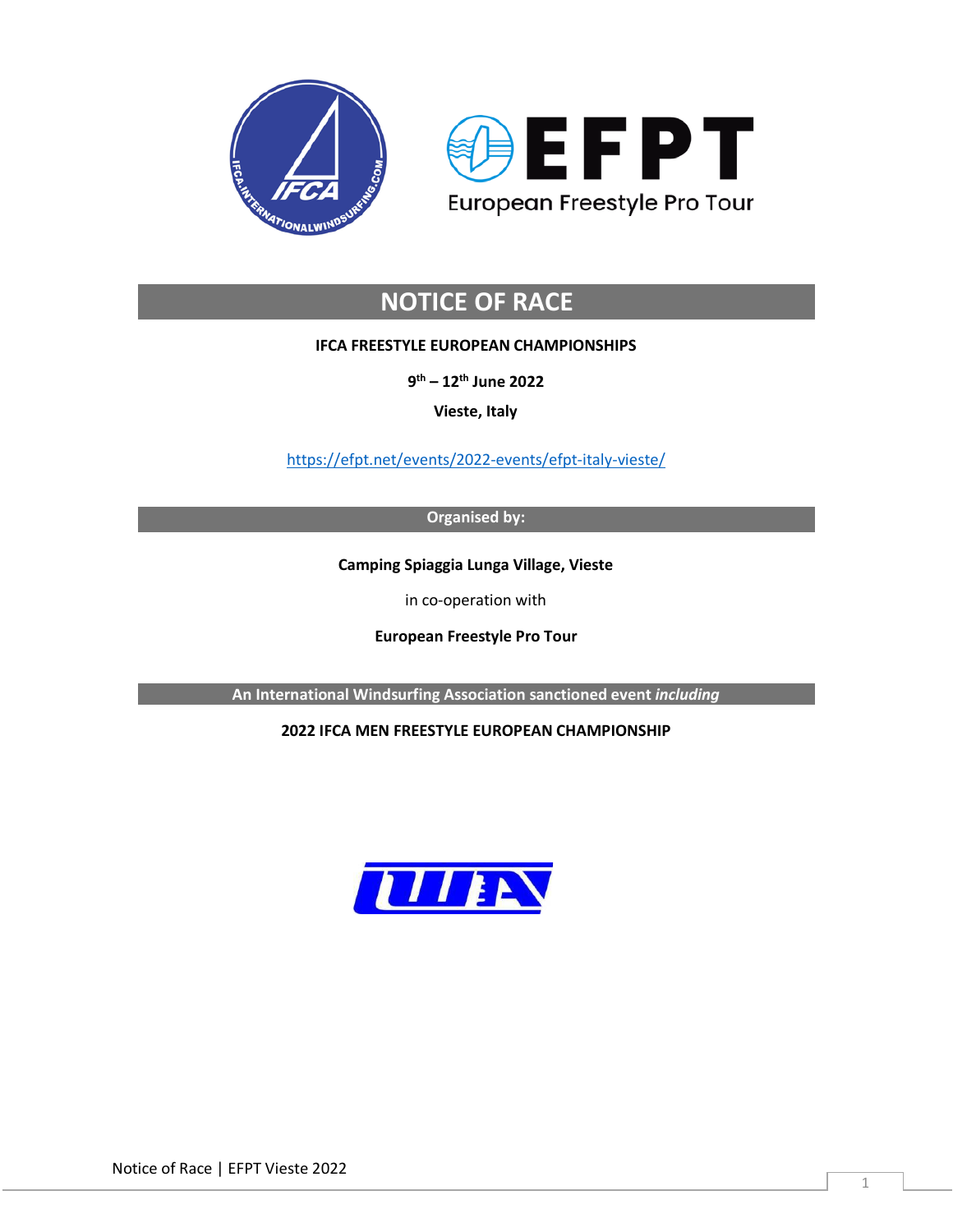# NOTICE OF RACE

**IFCA FREESTYLE EUROPEAN CHAMPIONSHIPS**

**9th – 12th June 2022**

**Vieste, Italy**

https://efpt.net/events/2022-events/efpt-italy-vieste/

## Organised by:

**Camping Spiaggia Lunga Village, Vieste**

in co-operation with

**European Freestyle Pro Tour**

## An International Windsurfing Association sanctioned event *including*

**2022 IFCA MEN FREESTYLE EUROPEAN CHAMPIONSHIP**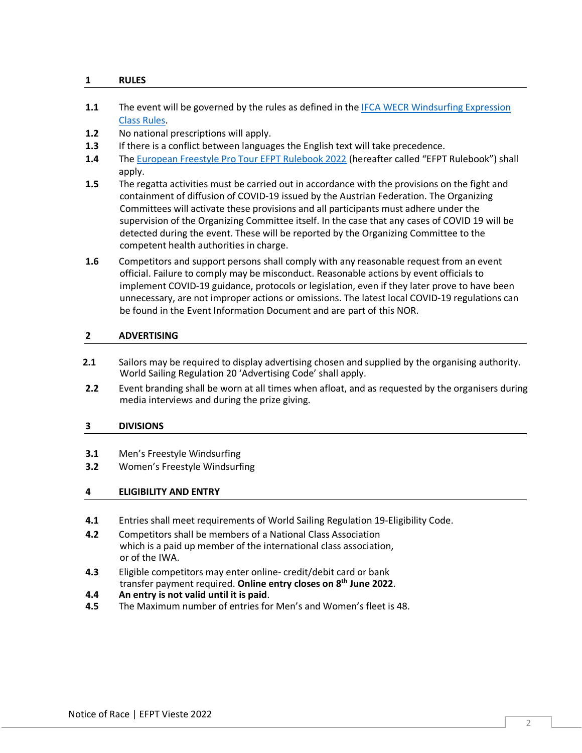## 1 RULES

**1.1** The event will be governed by the rules as defined in the [IFCA WECR Windsurfing Expression Class Rules]().

**1.2** No national prescriptions will apply.

**1.3** If there is a conflict between languages the English text will take precedence.

**1.4** The [European Freestyle Pro Tour EFPT Rulebook 2022]() (hereafter called "EFPT Rulebook") shall apply.

**1.5** The regatta activities must be carried out in accordance with the provisions on the fight and containment of diffusion of COVID-19 issued by the Austrian Federation. The Organizing Committees will activate these provisions and all participants must adhere under the supervision of the Organizing Committee itself. In the case that any cases of COVID 19 will be detected during the event. These will be reported by the Organizing Committee to the competent health authorities in charge.

**1.6** Competitors and support persons shall comply with any reasonable request from an event official. Failure to comply may be misconduct. Reasonable actions by event officials to implement COVID-19 guidance, protocols or legislation, even if they later prove to have been unnecessary, are not improper actions or omissions. The latest local COVID-19 regulations can be found in the Event Information Document and are part of this NOR.

## 2 ADVERTISING

**2.1** Sailors may be required to display advertising chosen and supplied by the organising authority. World Sailing Regulation 20 'Advertising Code' shall apply.

**2.2** Event branding shall be worn at all times when afloat, and as requested by the organisers during media interviews and during the prize giving.

## 3 DIVISIONS

**3.1** Men's Freestyle Windsurfing

**3.2** Women's Freestyle Windsurfing

## 4 ELIGIBILITY AND ENTRY

**4.1** Entries shall meet requirements of World Sailing Regulation 19-Eligibility Code.

**4.2** Competitors shall be members of a National Class Association which is a paid up member of the international class association, or of the IWA.

**4.3** Eligible competitors may enter online- credit/debit card or bank transfer payment required. **Online entry closes on 8th June 2022**.

**4.4** **An entry is not valid until it is paid**.

**4.5** The Maximum number of entries for Men's and Women's fleet is 48.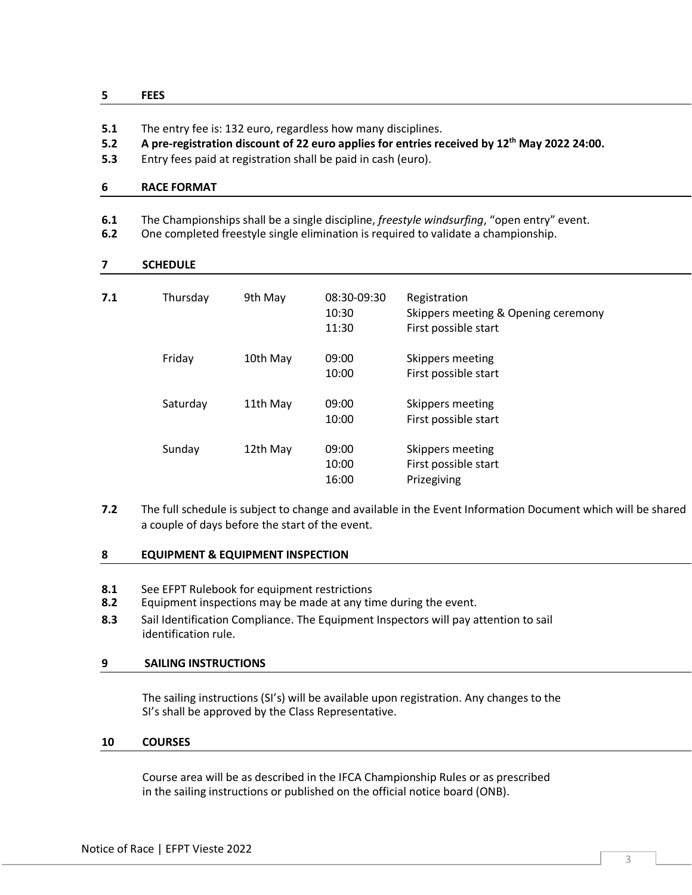## 5 FEES

**5.1** The entry fee is: 132 euro, regardless how many disciplines.

**5.2** **A pre-registration discount of 22 euro applies for entries received by 12th May 2022 24:00.**

**5.3** Entry fees paid at registration shall be paid in cash (euro).

## 6 RACE FORMAT

**6.1** The Championships shall be a single discipline, *freestyle windsurfing*, "open entry" event.

**6.2** One completed freestyle single elimination is required to validate a championship.

## 7 SCHEDULE

**7.1**

| Day | Date | Time | Event |
|---|---|---|---|
| Thursday | 9th May | 08:30-09:30 | Registration |
| | | 10:30 | Skippers meeting & Opening ceremony |
| | | 11:30 | First possible start |
| Friday | 10th May | 09:00 | Skippers meeting |
| | | 10:00 | First possible start |
| Saturday | 11th May | 09:00 | Skippers meeting |
| | | 10:00 | First possible start |
| Sunday | 12th May | 09:00 | Skippers meeting |
| | | 10:00 | First possible start |
| | | 16:00 | Prizegiving |

**7.2** The full schedule is subject to change and available in the Event Information Document which will be shared a couple of days before the start of the event.

## 8 EQUIPMENT & EQUIPMENT INSPECTION

**8.1** See EFPT Rulebook for equipment restrictions

**8.2** Equipment inspections may be made at any time during the event.

**8.3** Sail Identification Compliance. The Equipment Inspectors will pay attention to sail identification rule.

## 9 SAILING INSTRUCTIONS

The sailing instructions (SI's) will be available upon registration. Any changes to the SI's shall be approved by the Class Representative.

## 10 COURSES

Course area will be as described in the IFCA Championship Rules or as prescribed in the sailing instructions or published on the official notice board (ONB).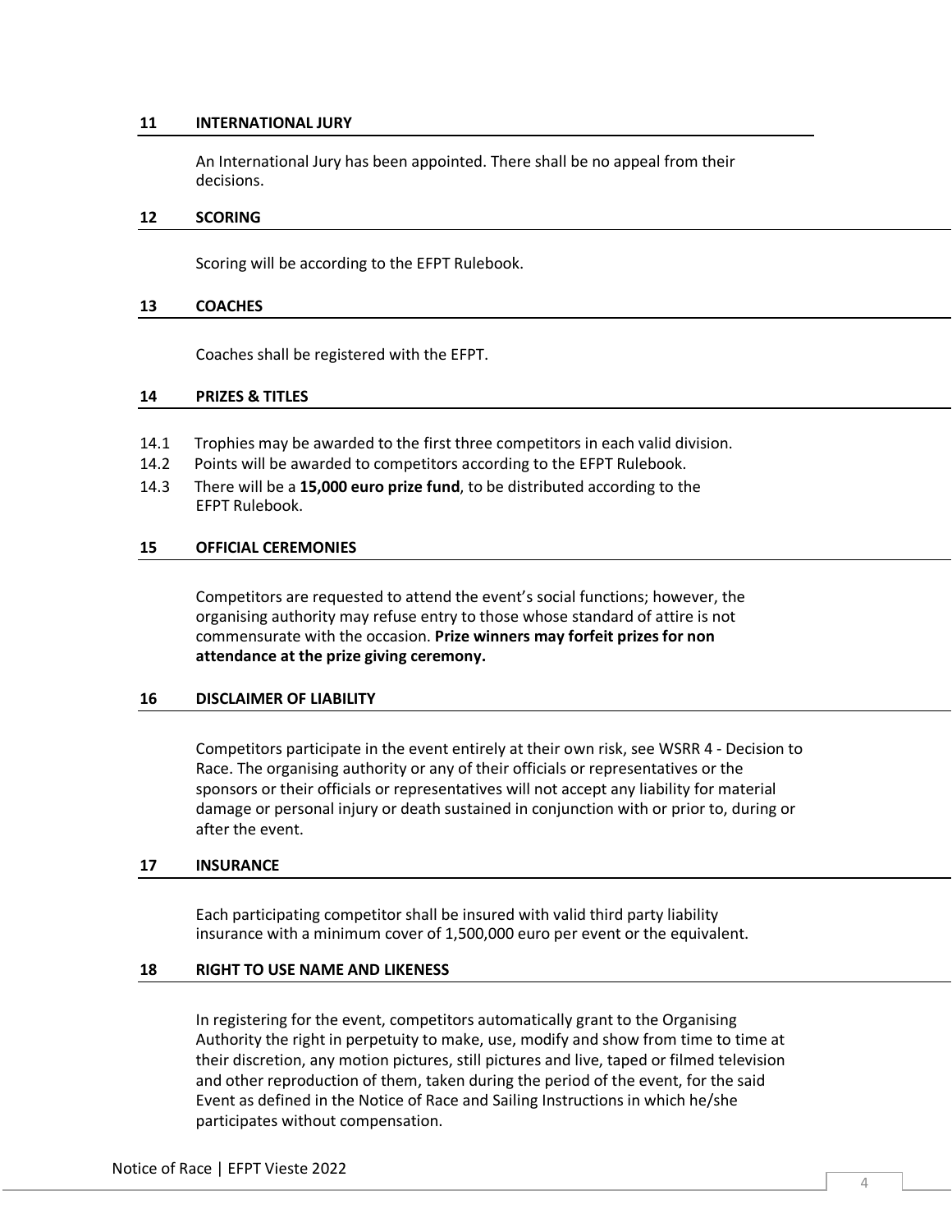## 11 INTERNATIONAL JURY

An International Jury has been appointed. There shall be no appeal from their decisions.

## 12 SCORING

Scoring will be according to the EFPT Rulebook.

## 13 COACHES

Coaches shall be registered with the EFPT.

## 14 PRIZES & TITLES

14.1 Trophies may be awarded to the first three competitors in each valid division.

14.2 Points will be awarded to competitors according to the EFPT Rulebook.

14.3 There will be a **15,000 euro prize fund**, to be distributed according to the EFPT Rulebook.

## 15 OFFICIAL CEREMONIES

Competitors are requested to attend the event's social functions; however, the organising authority may refuse entry to those whose standard of attire is not commensurate with the occasion. **Prize winners may forfeit prizes for non attendance at the prize giving ceremony.**

## 16 DISCLAIMER OF LIABILITY

Competitors participate in the event entirely at their own risk, see WSRR 4 - Decision to Race. The organising authority or any of their officials or representatives or the sponsors or their officials or representatives will not accept any liability for material damage or personal injury or death sustained in conjunction with or prior to, during or after the event.

## 17 INSURANCE

Each participating competitor shall be insured with valid third party liability insurance with a minimum cover of 1,500,000 euro per event or the equivalent.

## 18 RIGHT TO USE NAME AND LIKENESS

In registering for the event, competitors automatically grant to the Organising Authority the right in perpetuity to make, use, modify and show from time to time at their discretion, any motion pictures, still pictures and live, taped or filmed television and other reproduction of them, taken during the period of the event, for the said Event as defined in the Notice of Race and Sailing Instructions in which he/she participates without compensation.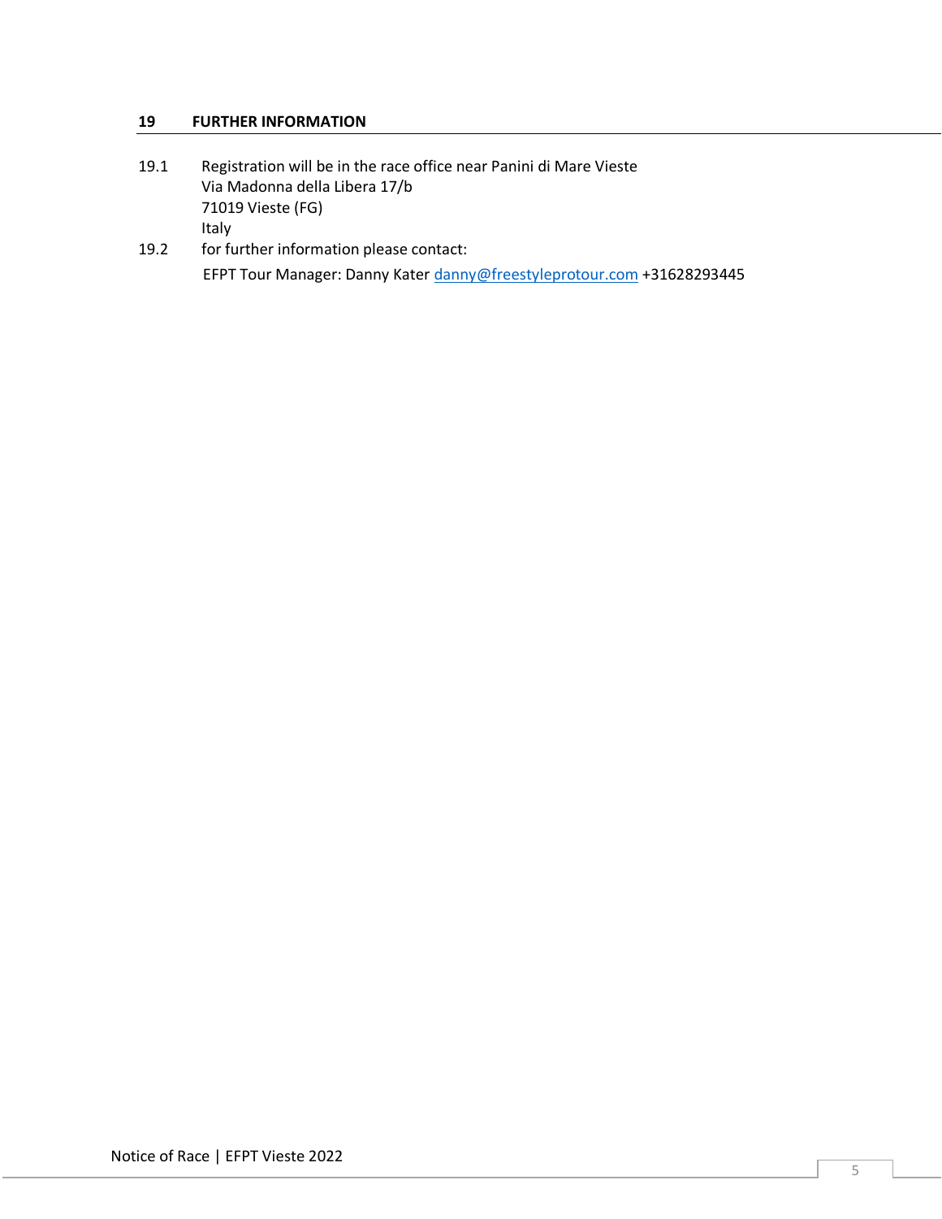## 19 FURTHER INFORMATION

19.1 Registration will be in the race office near Panini di Mare Vieste
Via Madonna della Libera 17/b
71019 Vieste (FG)
Italy

19.2 for further information please contact:
EFPT Tour Manager: Danny Kater danny@freestyleprotour.com +31628293445